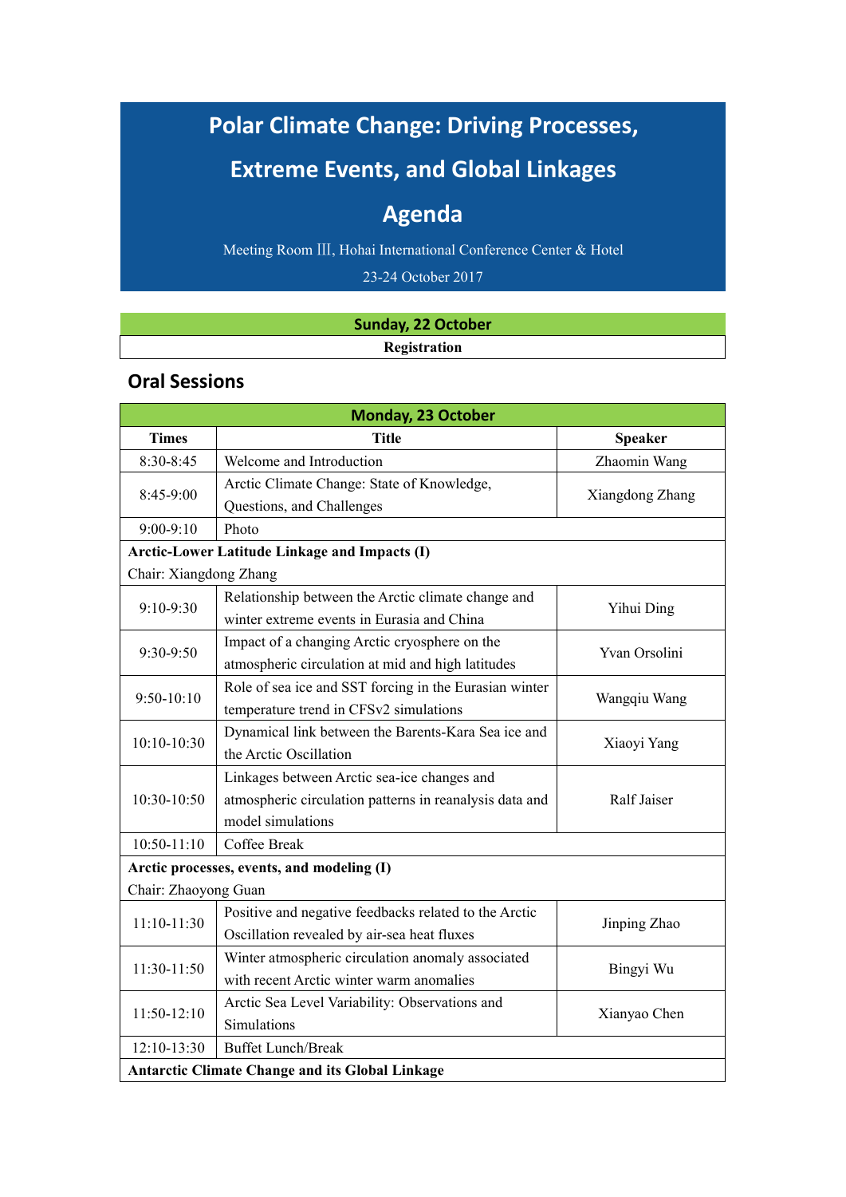# Polar Climate Change: Driving Processes, Extreme Events, and Global Linkages

# Agenda

Meeting Room Ⅲ, Hohai International Conference Center & Hotel

23-24 October 2017

| Sunday, 22 October |
| --- |
| **Registration** |

## Oral Sessions

| Monday, 23 October | | |
| --- | --- | --- |
| **Times** | **Title** | **Speaker** |
| 8:30-8:45 | Welcome and Introduction | Zhaomin Wang |
| 8:45-9:00 | Arctic Climate Change: State of Knowledge, Questions, and Challenges | Xiangdong Zhang |
| 9:00-9:10 | Photo | |
| **Arctic-Lower Latitude Linkage and Impacts (I)** Chair: Xiangdong Zhang | | |
| 9:10-9:30 | Relationship between the Arctic climate change and winter extreme events in Eurasia and China | Yihui Ding |
| 9:30-9:50 | Impact of a changing Arctic cryosphere on the atmospheric circulation at mid and high latitudes | Yvan Orsolini |
| 9:50-10:10 | Role of sea ice and SST forcing in the Eurasian winter temperature trend in CFSv2 simulations | Wangqiu Wang |
| 10:10-10:30 | Dynamical link between the Barents-Kara Sea ice and the Arctic Oscillation | Xiaoyi Yang |
| 10:30-10:50 | Linkages between Arctic sea-ice changes and atmospheric circulation patterns in reanalysis data and model simulations | Ralf Jaiser |
| 10:50-11:10 | Coffee Break | |
| **Arctic processes, events, and modeling (I)** Chair: Zhaoyong Guan | | |
| 11:10-11:30 | Positive and negative feedbacks related to the Arctic Oscillation revealed by air-sea heat fluxes | Jinping Zhao |
| 11:30-11:50 | Winter atmospheric circulation anomaly associated with recent Arctic winter warm anomalies | Bingyi Wu |
| 11:50-12:10 | Arctic Sea Level Variability: Observations and Simulations | Xianyao Chen |
| 12:10-13:30 | Buffet Lunch/Break | |
| **Antarctic Climate Change and its Global Linkage** | | |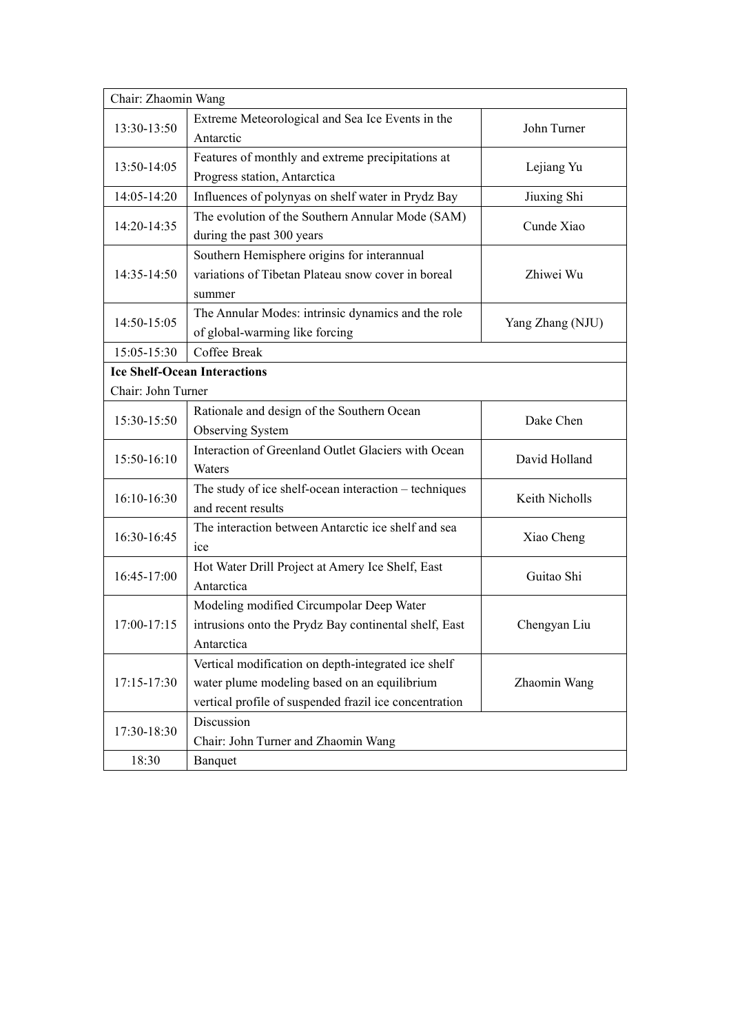| Chair: Zhaomin Wang | | |
|---|---|---|
| 13:30-13:50 | Extreme Meteorological and Sea Ice Events in the Antarctic | John Turner |
| 13:50-14:05 | Features of monthly and extreme precipitations at Progress station, Antarctica | Lejiang Yu |
| 14:05-14:20 | Influences of polynyas on shelf water in Prydz Bay | Jiuxing Shi |
| 14:20-14:35 | The evolution of the Southern Annular Mode (SAM) during the past 300 years | Cunde Xiao |
| 14:35-14:50 | Southern Hemisphere origins for interannual variations of Tibetan Plateau snow cover in boreal summer | Zhiwei Wu |
| 14:50-15:05 | The Annular Modes: intrinsic dynamics and the role of global-warming like forcing | Yang Zhang (NJU) |
| 15:05-15:30 | Coffee Break | |
| **Ice Shelf-Ocean Interactions**<br>Chair: John Turner | | |
| 15:30-15:50 | Rationale and design of the Southern Ocean Observing System | Dake Chen |
| 15:50-16:10 | Interaction of Greenland Outlet Glaciers with Ocean Waters | David Holland |
| 16:10-16:30 | The study of ice shelf-ocean interaction – techniques and recent results | Keith Nicholls |
| 16:30-16:45 | The interaction between Antarctic ice shelf and sea ice | Xiao Cheng |
| 16:45-17:00 | Hot Water Drill Project at Amery Ice Shelf, East Antarctica | Guitao Shi |
| 17:00-17:15 | Modeling modified Circumpolar Deep Water intrusions onto the Prydz Bay continental shelf, East Antarctica | Chengyan Liu |
| 17:15-17:30 | Vertical modification on depth-integrated ice shelf water plume modeling based on an equilibrium vertical profile of suspended frazil ice concentration | Zhaomin Wang |
| 17:30-18:30 | Discussion<br>Chair: John Turner and Zhaomin Wang | |
| 18:30 | Banquet | |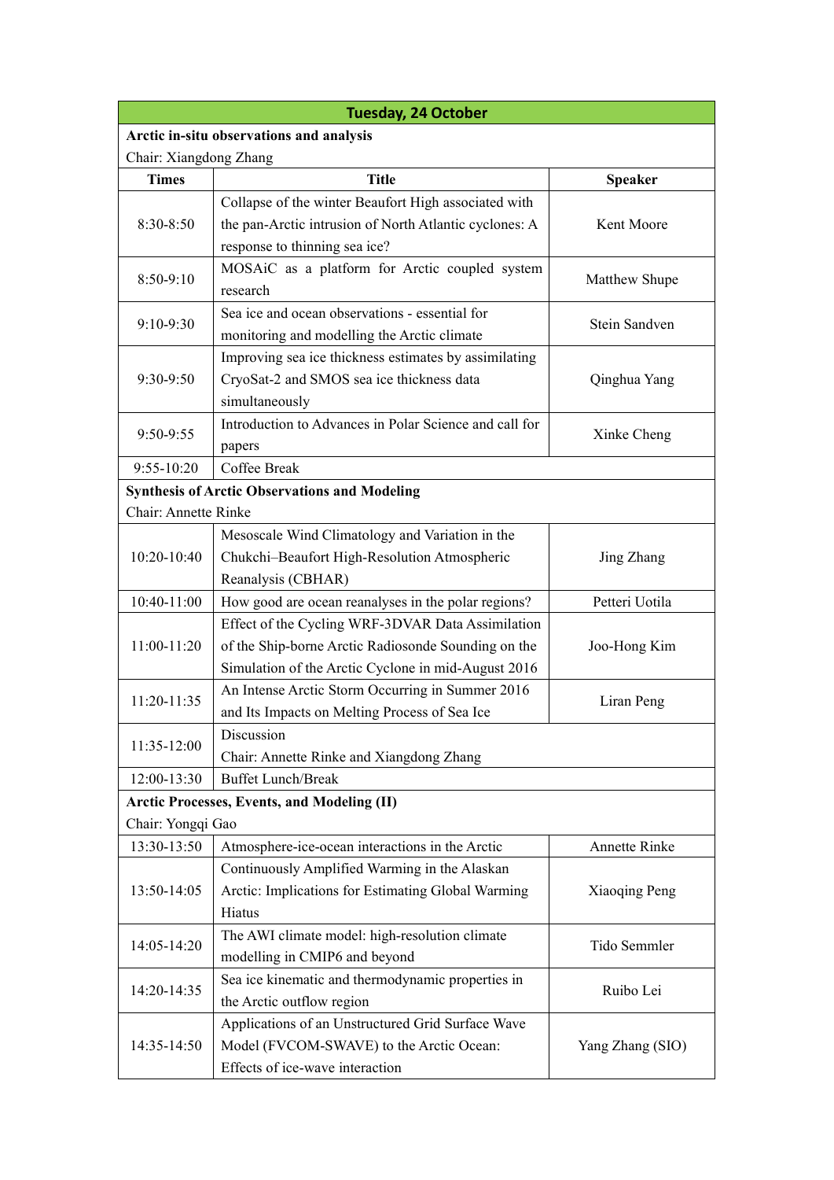| Tuesday, 24 October | | |
|---|---|---|
| **Arctic in-situ observations and analysis**<br>Chair: Xiangdong Zhang | | |
| **Times** | **Title** | **Speaker** |
| 8:30-8:50 | Collapse of the winter Beaufort High associated with the pan-Arctic intrusion of North Atlantic cyclones: A response to thinning sea ice? | Kent Moore |
| 8:50-9:10 | MOSAiC as a platform for Arctic coupled system research | Matthew Shupe |
| 9:10-9:30 | Sea ice and ocean observations - essential for monitoring and modelling the Arctic climate | Stein Sandven |
| 9:30-9:50 | Improving sea ice thickness estimates by assimilating CryoSat-2 and SMOS sea ice thickness data simultaneously | Qinghua Yang |
| 9:50-9:55 | Introduction to Advances in Polar Science and call for papers | Xinke Cheng |
| 9:55-10:20 | Coffee Break | |
| **Synthesis of Arctic Observations and Modeling**<br>Chair: Annette Rinke | | |
| 10:20-10:40 | Mesoscale Wind Climatology and Variation in the Chukchi–Beaufort High-Resolution Atmospheric Reanalysis (CBHAR) | Jing Zhang |
| 10:40-11:00 | How good are ocean reanalyses in the polar regions? | Petteri Uotila |
| 11:00-11:20 | Effect of the Cycling WRF-3DVAR Data Assimilation of the Ship-borne Arctic Radiosonde Sounding on the Simulation of the Arctic Cyclone in mid-August 2016 | Joo-Hong Kim |
| 11:20-11:35 | An Intense Arctic Storm Occurring in Summer 2016 and Its Impacts on Melting Process of Sea Ice | Liran Peng |
| 11:35-12:00 | Discussion<br>Chair: Annette Rinke and Xiangdong Zhang | |
| 12:00-13:30 | Buffet Lunch/Break | |
| **Arctic Processes, Events, and Modeling (II)**<br>Chair: Yongqi Gao | | |
| 13:30-13:50 | Atmosphere-ice-ocean interactions in the Arctic | Annette Rinke |
| 13:50-14:05 | Continuously Amplified Warming in the Alaskan Arctic: Implications for Estimating Global Warming Hiatus | Xiaoqing Peng |
| 14:05-14:20 | The AWI climate model: high-resolution climate modelling in CMIP6 and beyond | Tido Semmler |
| 14:20-14:35 | Sea ice kinematic and thermodynamic properties in the Arctic outflow region | Ruibo Lei |
| 14:35-14:50 | Applications of an Unstructured Grid Surface Wave Model (FVCOM-SWAVE) to the Arctic Ocean: Effects of ice-wave interaction | Yang Zhang (SIO) |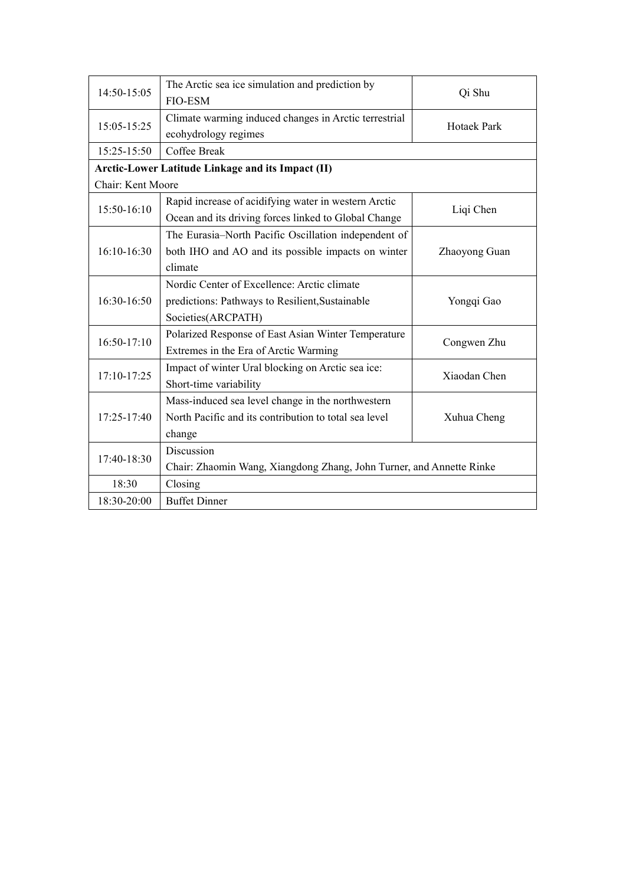| | | |
|---|---|---|
| 14:50-15:05 | The Arctic sea ice simulation and prediction by FIO-ESM | Qi Shu |
| 15:05-15:25 | Climate warming induced changes in Arctic terrestrial ecohydrology regimes | Hotaek Park |
| 15:25-15:50 | Coffee Break | |
| **Arctic-Lower Latitude Linkage and its Impact (II)**<br>Chair: Kent Moore | | |
| 15:50-16:10 | Rapid increase of acidifying water in western Arctic Ocean and its driving forces linked to Global Change | Liqi Chen |
| 16:10-16:30 | The Eurasia–North Pacific Oscillation independent of both IHO and AO and its possible impacts on winter climate | Zhaoyong Guan |
| 16:30-16:50 | Nordic Center of Excellence: Arctic climate predictions: Pathways to Resilient,Sustainable Societies(ARCPATH) | Yongqi Gao |
| 16:50-17:10 | Polarized Response of East Asian Winter Temperature Extremes in the Era of Arctic Warming | Congwen Zhu |
| 17:10-17:25 | Impact of winter Ural blocking on Arctic sea ice: Short-time variability | Xiaodan Chen |
| 17:25-17:40 | Mass-induced sea level change in the northwestern North Pacific and its contribution to total sea level change | Xuhua Cheng |
| 17:40-18:30 | Discussion<br>Chair: Zhaomin Wang, Xiangdong Zhang, John Turner, and Annette Rinke | |
| 18:30 | Closing | |
| 18:30-20:00 | Buffet Dinner | |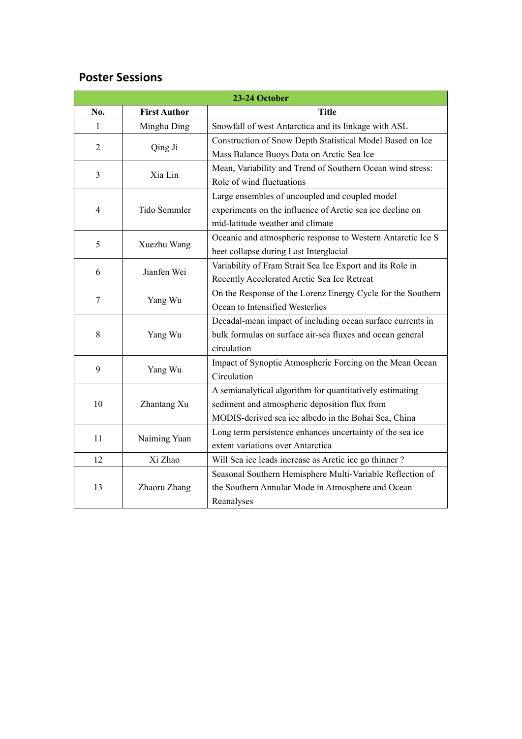## Poster Sessions

| 23-24 October | | |
|---|---|---|
| **No.** | **First Author** | **Title** |
| 1 | Minghu Ding | Snowfall of west Antarctica and its linkage with ASL |
| 2 | Qing Ji | Construction of Snow Depth Statistical Model Based on Ice Mass Balance Buoys Data on Arctic Sea Ice |
| 3 | Xia Lin | Mean, Variability and Trend of Southern Ocean wind stress: Role of wind fluctuations |
| 4 | Tido Semmler | Large ensembles of uncoupled and coupled model experiments on the influence of Arctic sea ice decline on mid-latitude weather and climate |
| 5 | Xuezhu Wang | Oceanic and atmospheric response to Western Antarctic Ice S heet collapse during Last Interglacial |
| 6 | Jianfen Wei | Variability of Fram Strait Sea Ice Export and its Role in Recently Accelerated Arctic Sea Ice Retreat |
| 7 | Yang Wu | On the Response of the Lorenz Energy Cycle for the Southern Ocean to Intensified Westerlies |
| 8 | Yang Wu | Decadal-mean impact of including ocean surface currents in bulk formulas on surface air-sea fluxes and ocean general circulation |
| 9 | Yang Wu | Impact of Synoptic Atmospheric Forcing on the Mean Ocean Circulation |
| 10 | Zhantang Xu | A semianalytical algorithm for quantitatively estimating sediment and atmospheric deposition flux from MODIS-derived sea ice albedo in the Bohai Sea, China |
| 11 | Naiming Yuan | Long term persistence enhances uncertainty of the sea ice extent variations over Antarctica |
| 12 | Xi Zhao | Will Sea ice leads increase as Arctic ice go thinner ? |
| 13 | Zhaoru Zhang | Seasonal Southern Hemisphere Multi-Variable Reflection of the Southern Annular Mode in Atmosphere and Ocean Reanalyses |